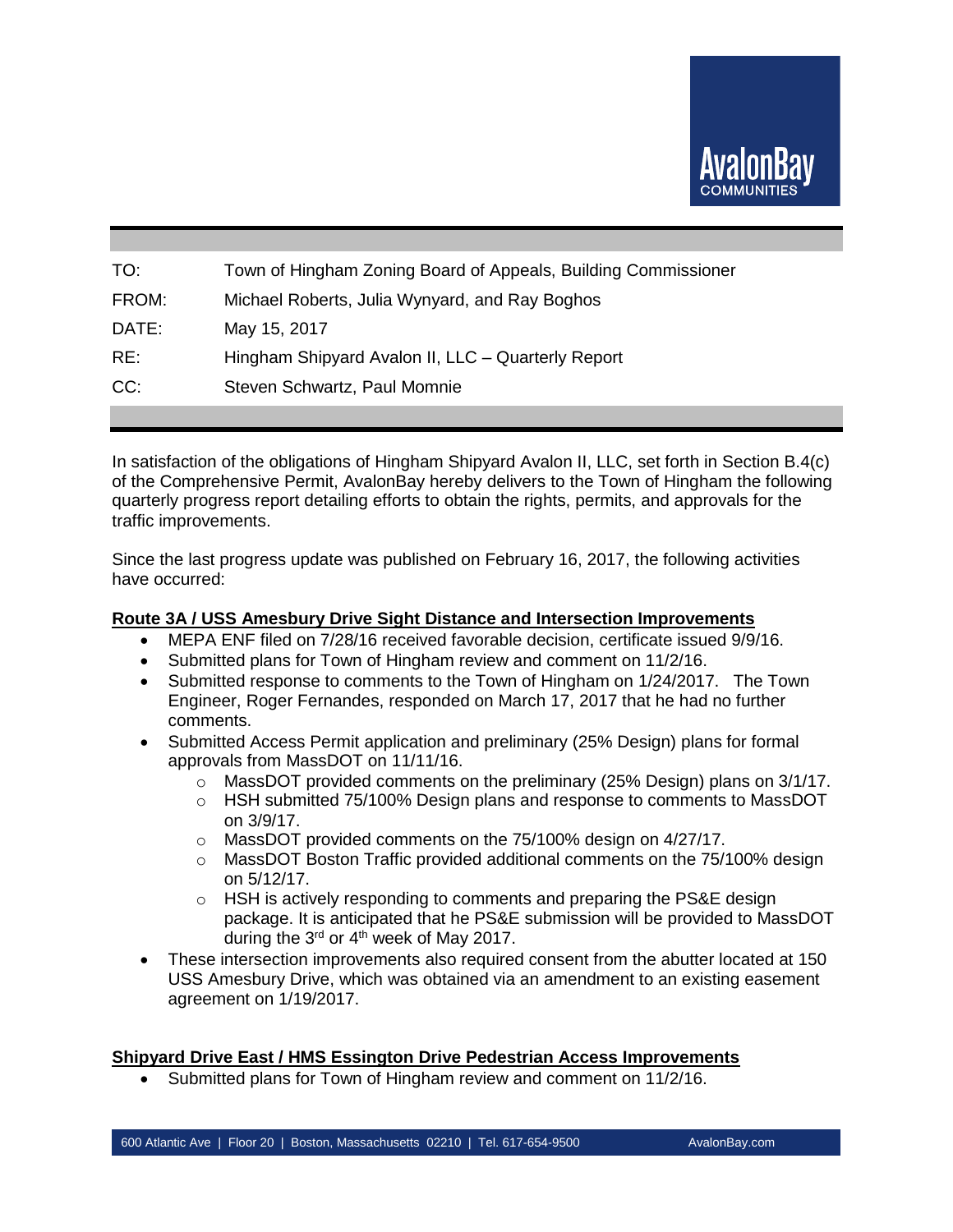AvalonBay COMMUNITIES

| | |
|---|---|
| TO: | Town of Hingham Zoning Board of Appeals, Building Commissioner |
| FROM: | Michael Roberts, Julia Wynyard, and Ray Boghos |
| DATE: | May 15, 2017 |
| RE: | Hingham Shipyard Avalon II, LLC – Quarterly Report |
| CC: | Steven Schwartz, Paul Momnie |

In satisfaction of the obligations of Hingham Shipyard Avalon II, LLC, set forth in Section B.4(c) of the Comprehensive Permit, AvalonBay hereby delivers to the Town of Hingham the following quarterly progress report detailing efforts to obtain the rights, permits, and approvals for the traffic improvements.

Since the last progress update was published on February 16, 2017, the following activities have occurred:

**Route 3A / USS Amesbury Drive Sight Distance and Intersection Improvements**

- MEPA ENF filed on 7/28/16 received favorable decision, certificate issued 9/9/16.
- Submitted plans for Town of Hingham review and comment on 11/2/16.
- Submitted response to comments to the Town of Hingham on 1/24/2017. The Town Engineer, Roger Fernandes, responded on March 17, 2017 that he had no further comments.
- Submitted Access Permit application and preliminary (25% Design) plans for formal approvals from MassDOT on 11/11/16.
  - MassDOT provided comments on the preliminary (25% Design) plans on 3/1/17.
  - HSH submitted 75/100% Design plans and response to comments to MassDOT on 3/9/17.
  - MassDOT provided comments on the 75/100% design on 4/27/17.
  - MassDOT Boston Traffic provided additional comments on the 75/100% design on 5/12/17.
  - HSH is actively responding to comments and preparing the PS&E design package. It is anticipated that he PS&E submission will be provided to MassDOT during the 3rd or 4th week of May 2017.
- These intersection improvements also required consent from the abutter located at 150 USS Amesbury Drive, which was obtained via an amendment to an existing easement agreement on 1/19/2017.

**Shipyard Drive East / HMS Essington Drive Pedestrian Access Improvements**

- Submitted plans for Town of Hingham review and comment on 11/2/16.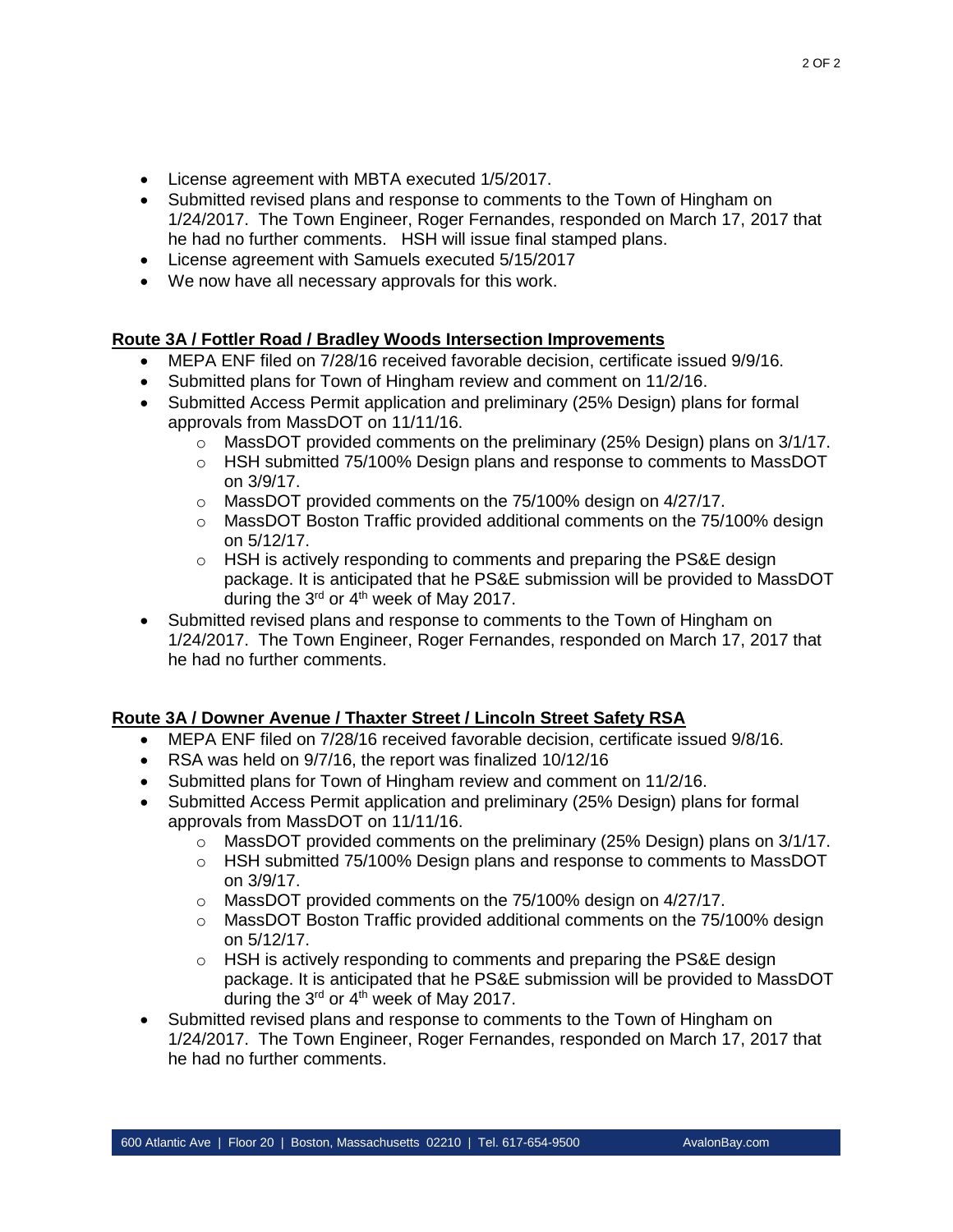- License agreement with MBTA executed 1/5/2017.
- Submitted revised plans and response to comments to the Town of Hingham on 1/24/2017. The Town Engineer, Roger Fernandes, responded on March 17, 2017 that he had no further comments. HSH will issue final stamped plans.
- License agreement with Samuels executed 5/15/2017
- We now have all necessary approvals for this work.

**Route 3A / Fottler Road / Bradley Woods Intersection Improvements**

- MEPA ENF filed on 7/28/16 received favorable decision, certificate issued 9/9/16.
- Submitted plans for Town of Hingham review and comment on 11/2/16.
- Submitted Access Permit application and preliminary (25% Design) plans for formal approvals from MassDOT on 11/11/16.
    - MassDOT provided comments on the preliminary (25% Design) plans on 3/1/17.
    - HSH submitted 75/100% Design plans and response to comments to MassDOT on 3/9/17.
    - MassDOT provided comments on the 75/100% design on 4/27/17.
    - MassDOT Boston Traffic provided additional comments on the 75/100% design on 5/12/17.
    - HSH is actively responding to comments and preparing the PS&E design package. It is anticipated that he PS&E submission will be provided to MassDOT during the 3rd or 4th week of May 2017.
- Submitted revised plans and response to comments to the Town of Hingham on 1/24/2017. The Town Engineer, Roger Fernandes, responded on March 17, 2017 that he had no further comments.

**Route 3A / Downer Avenue / Thaxter Street / Lincoln Street Safety RSA**

- MEPA ENF filed on 7/28/16 received favorable decision, certificate issued 9/8/16.
- RSA was held on 9/7/16, the report was finalized 10/12/16
- Submitted plans for Town of Hingham review and comment on 11/2/16.
- Submitted Access Permit application and preliminary (25% Design) plans for formal approvals from MassDOT on 11/11/16.
    - MassDOT provided comments on the preliminary (25% Design) plans on 3/1/17.
    - HSH submitted 75/100% Design plans and response to comments to MassDOT on 3/9/17.
    - MassDOT provided comments on the 75/100% design on 4/27/17.
    - MassDOT Boston Traffic provided additional comments on the 75/100% design on 5/12/17.
    - HSH is actively responding to comments and preparing the PS&E design package. It is anticipated that he PS&E submission will be provided to MassDOT during the 3rd or 4th week of May 2017.
- Submitted revised plans and response to comments to the Town of Hingham on 1/24/2017. The Town Engineer, Roger Fernandes, responded on March 17, 2017 that he had no further comments.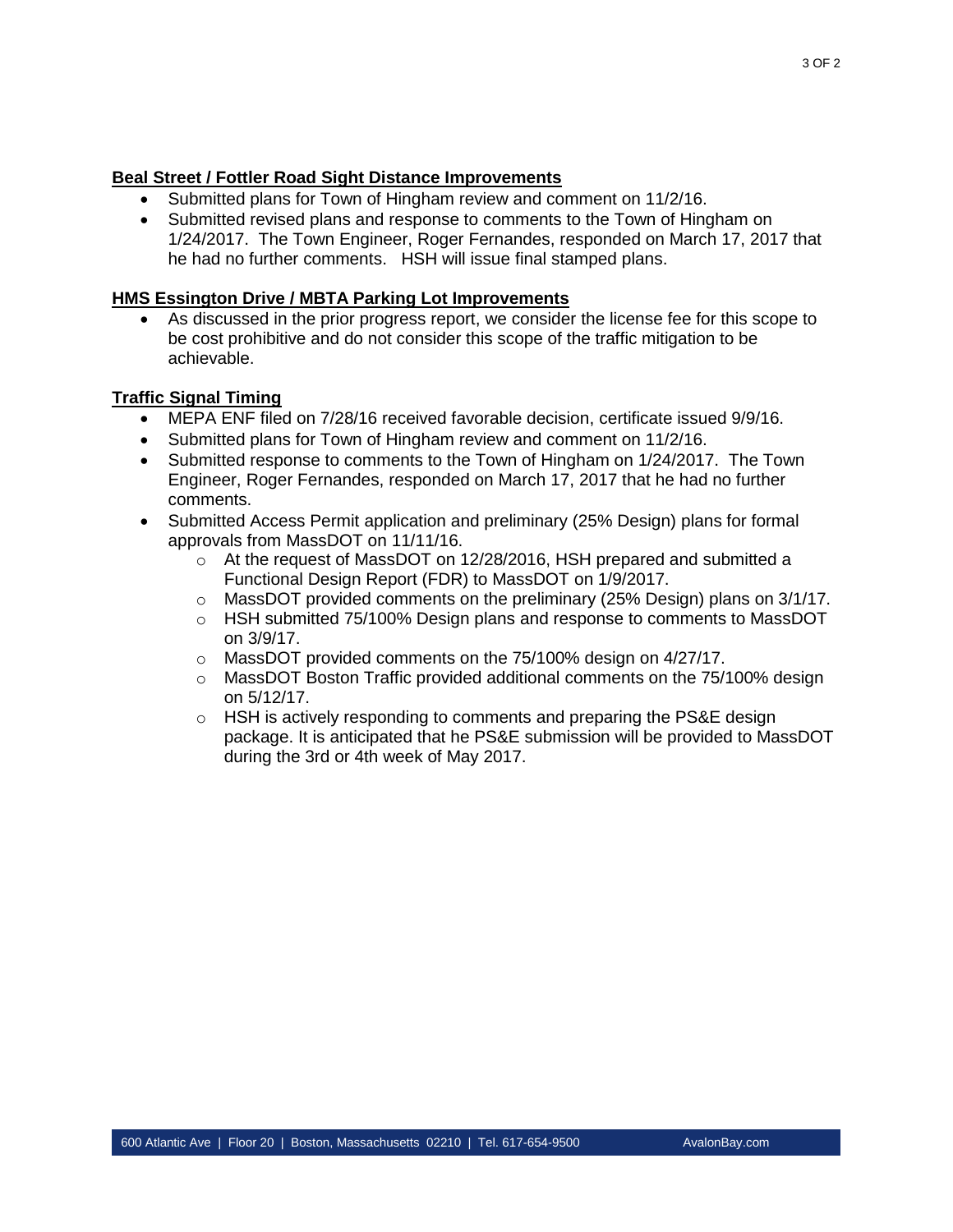**Beal Street / Fottler Road Sight Distance Improvements**

- Submitted plans for Town of Hingham review and comment on 11/2/16.
- Submitted revised plans and response to comments to the Town of Hingham on 1/24/2017. The Town Engineer, Roger Fernandes, responded on March 17, 2017 that he had no further comments. HSH will issue final stamped plans.

**HMS Essington Drive / MBTA Parking Lot Improvements**

- As discussed in the prior progress report, we consider the license fee for this scope to be cost prohibitive and do not consider this scope of the traffic mitigation to be achievable.

**Traffic Signal Timing**

- MEPA ENF filed on 7/28/16 received favorable decision, certificate issued 9/9/16.
- Submitted plans for Town of Hingham review and comment on 11/2/16.
- Submitted response to comments to the Town of Hingham on 1/24/2017. The Town Engineer, Roger Fernandes, responded on March 17, 2017 that he had no further comments.
- Submitted Access Permit application and preliminary (25% Design) plans for formal approvals from MassDOT on 11/11/16.
  - At the request of MassDOT on 12/28/2016, HSH prepared and submitted a Functional Design Report (FDR) to MassDOT on 1/9/2017.
  - MassDOT provided comments on the preliminary (25% Design) plans on 3/1/17.
  - HSH submitted 75/100% Design plans and response to comments to MassDOT on 3/9/17.
  - MassDOT provided comments on the 75/100% design on 4/27/17.
  - MassDOT Boston Traffic provided additional comments on the 75/100% design on 5/12/17.
  - HSH is actively responding to comments and preparing the PS&E design package. It is anticipated that he PS&E submission will be provided to MassDOT during the 3rd or 4th week of May 2017.